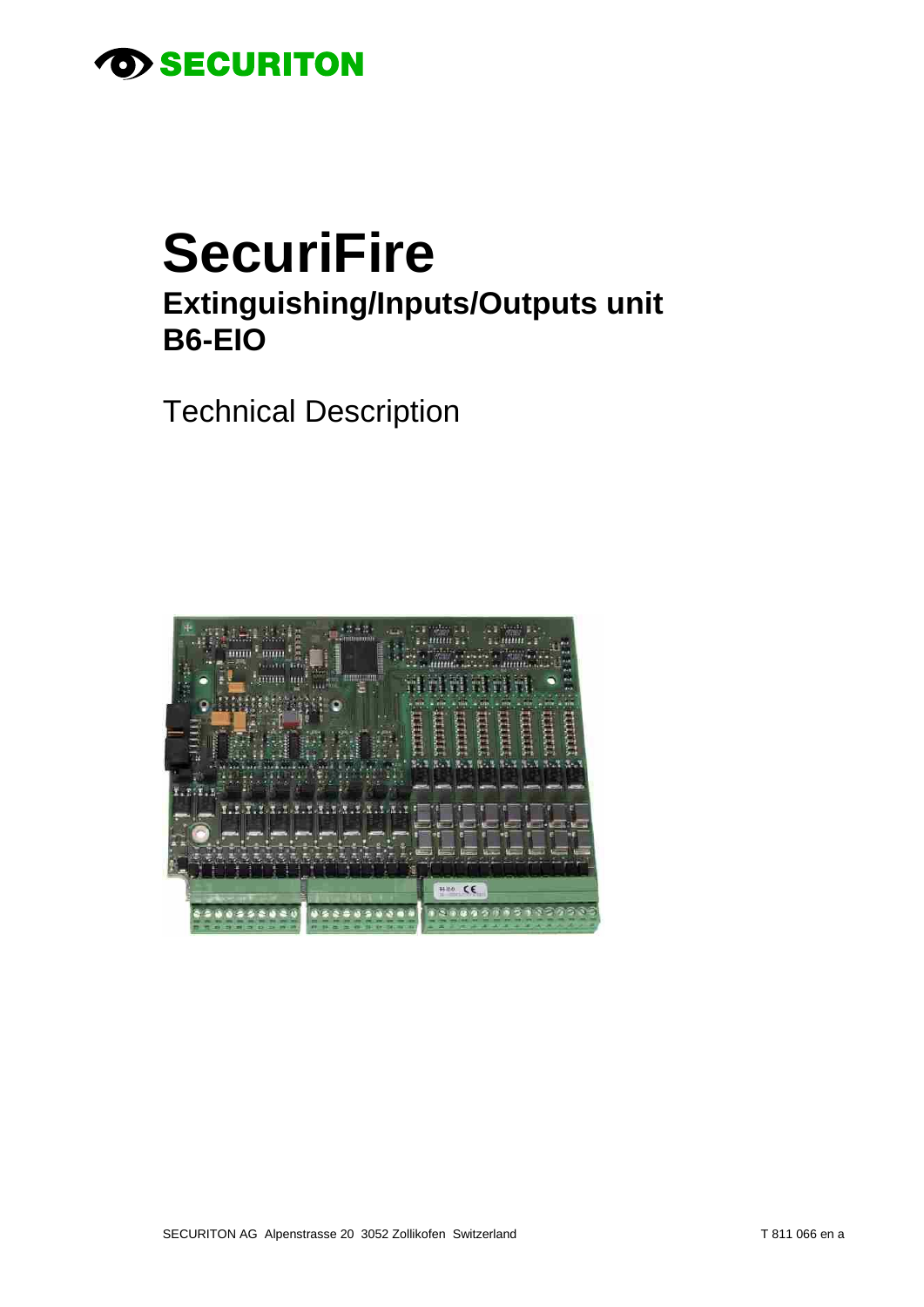SECURITON

# SecuriFire

## Extinguishing/Inputs/Outputs unit
## B6-EIO

Technical Description

SECURITON AG Alpenstrasse 20 3052 Zollikofen Switzerland

T 811 066 en a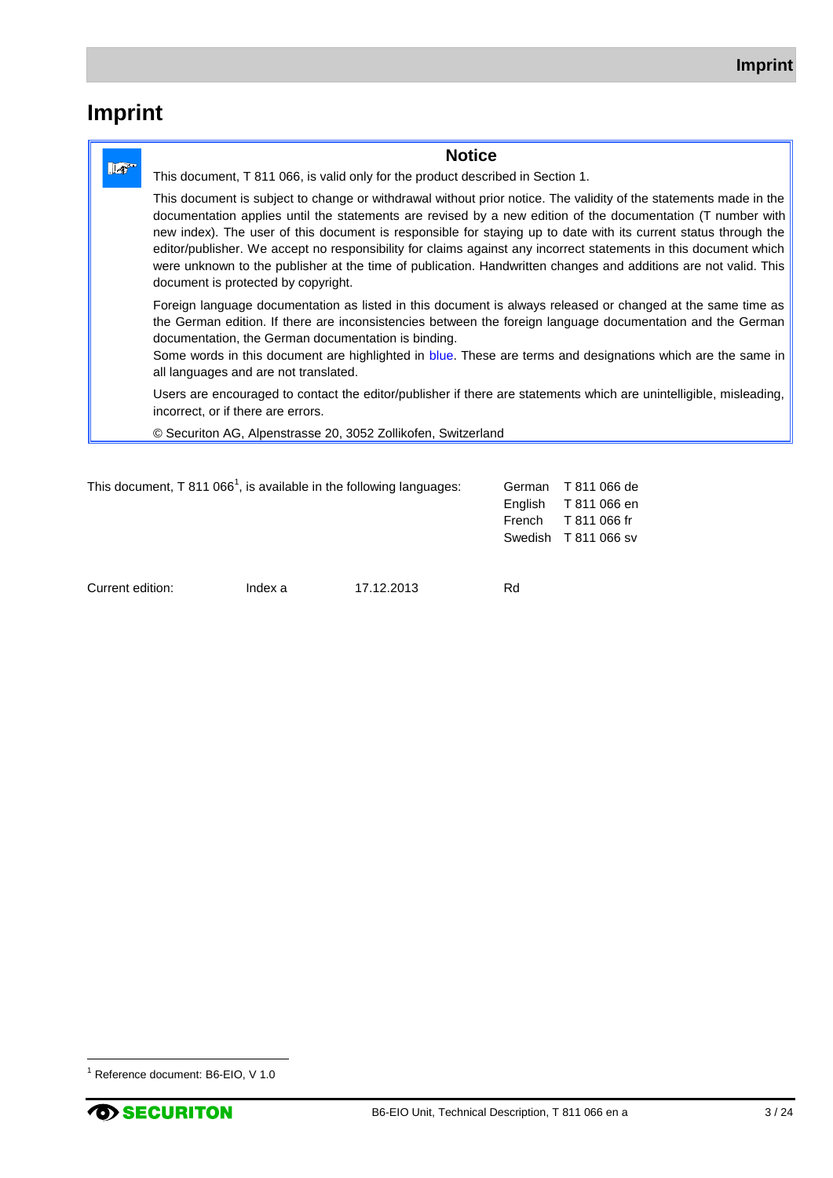# Imprint

**Notice**

This document, T 811 066, is valid only for the product described in Section 1.

This document is subject to change or withdrawal without prior notice. The validity of the statements made in the documentation applies until the statements are revised by a new edition of the documentation (T number with new index). The user of this document is responsible for staying up to date with its current status through the editor/publisher. We accept no responsibility for claims against any incorrect statements in this document which were unknown to the publisher at the time of publication. Handwritten changes and additions are not valid. This document is protected by copyright.

Foreign language documentation as listed in this document is always released or changed at the same time as the German edition. If there are inconsistencies between the foreign language documentation and the German documentation, the German documentation is binding.
Some words in this document are highlighted in blue. These are terms and designations which are the same in all languages and are not translated.

Users are encouraged to contact the editor/publisher if there are statements which are unintelligible, misleading, incorrect, or if there are errors.

© Securiton AG, Alpenstrasse 20, 3052 Zollikofen, Switzerland

This document, T 811 066[1], is available in the following languages:

| Language | Document |
|---|---|
| German | T 811 066 de |
| English | T 811 066 en |
| French | T 811 066 fr |
| Swedish | T 811 066 sv |

Current edition: Index a 17.12.2013 Rd

[1] Reference document: B6-EIO, V 1.0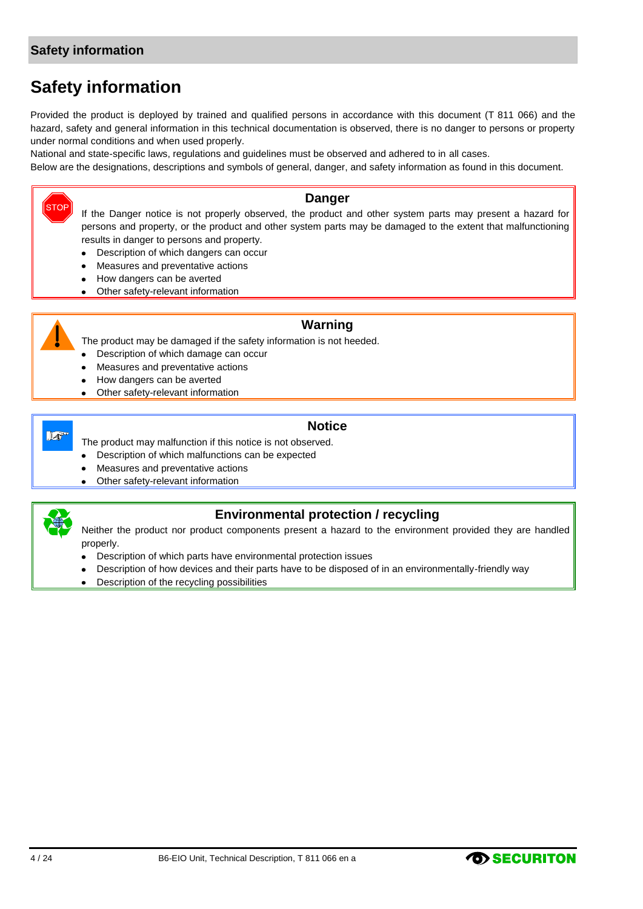# Safety information

Provided the product is deployed by trained and qualified persons in accordance with this document (T 811 066) and the hazard, safety and general information in this technical documentation is observed, there is no danger to persons or property under normal conditions and when used properly.

National and state-specific laws, regulations and guidelines must be observed and adhered to in all cases.

Below are the designations, descriptions and symbols of general, danger, and safety information as found in this document.

### Danger

If the Danger notice is not properly observed, the product and other system parts may present a hazard for persons and property, or the product and other system parts may be damaged to the extent that malfunctioning results in danger to persons and property.

- Description of which dangers can occur
- Measures and preventative actions
- How dangers can be averted
- Other safety-relevant information

### Warning

The product may be damaged if the safety information is not heeded.

- Description of which damage can occur
- Measures and preventative actions
- How dangers can be averted
- Other safety-relevant information

### Notice

The product may malfunction if this notice is not observed.

- Description of which malfunctions can be expected
- Measures and preventative actions
- Other safety-relevant information

### Environmental protection / recycling

Neither the product nor product components present a hazard to the environment provided they are handled properly.

- Description of which parts have environmental protection issues
- Description of how devices and their parts have to be disposed of in an environmentally-friendly way
- Description of the recycling possibilities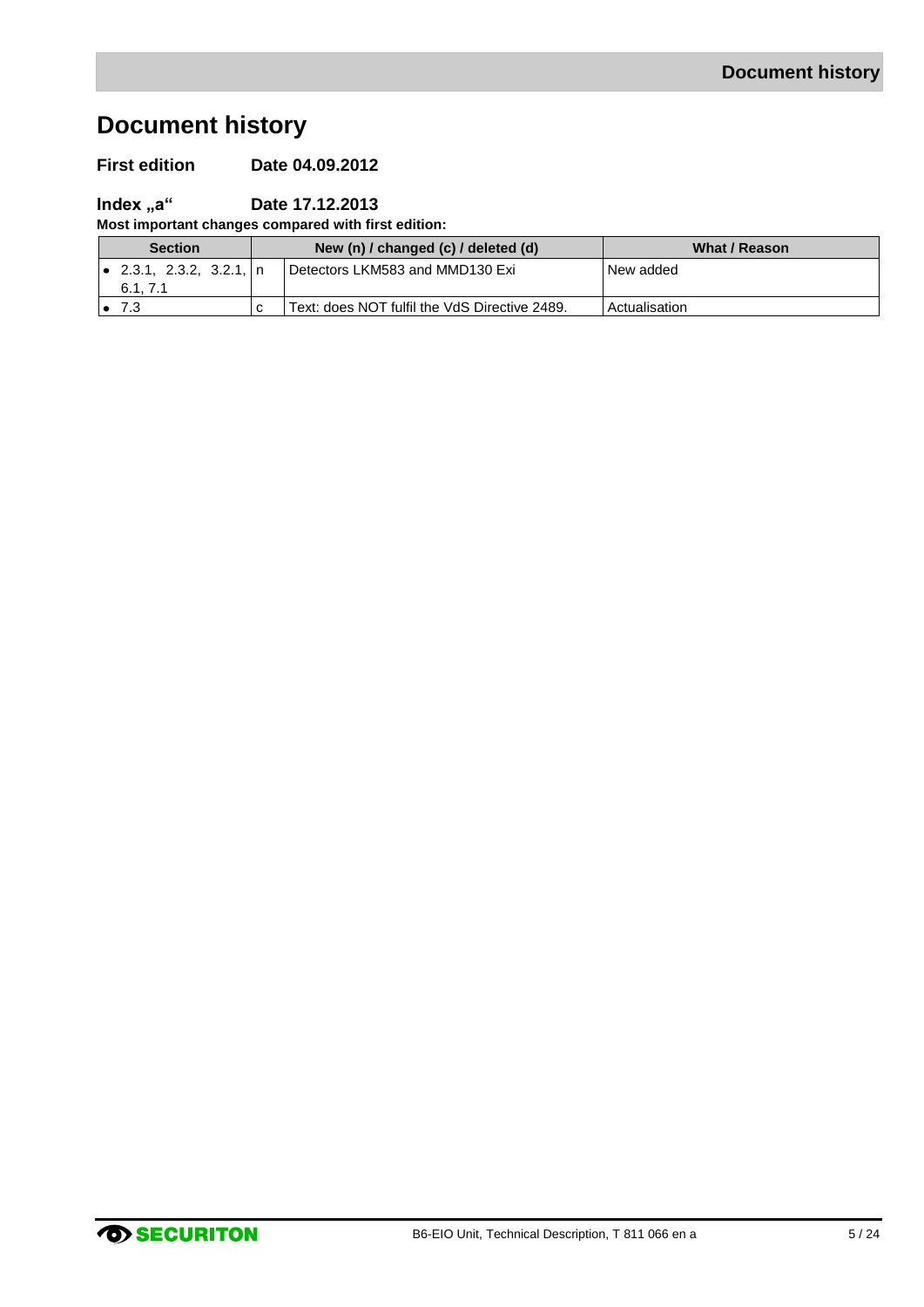# Document history

**First edition** **Date 04.09.2012**

**Index „a“** **Date 17.12.2013**

**Most important changes compared with first edition:**

| Section | New (n) / changed (c) / deleted (d) | | What / Reason |
|---|---|---|---|
| • 2.3.1, 2.3.2, 3.2.1, 6.1, 7.1 | n | Detectors LKM583 and MMD130 Exi | New added |
| • 7.3 | c | Text: does NOT fulfil the VdS Directive 2489. | Actualisation |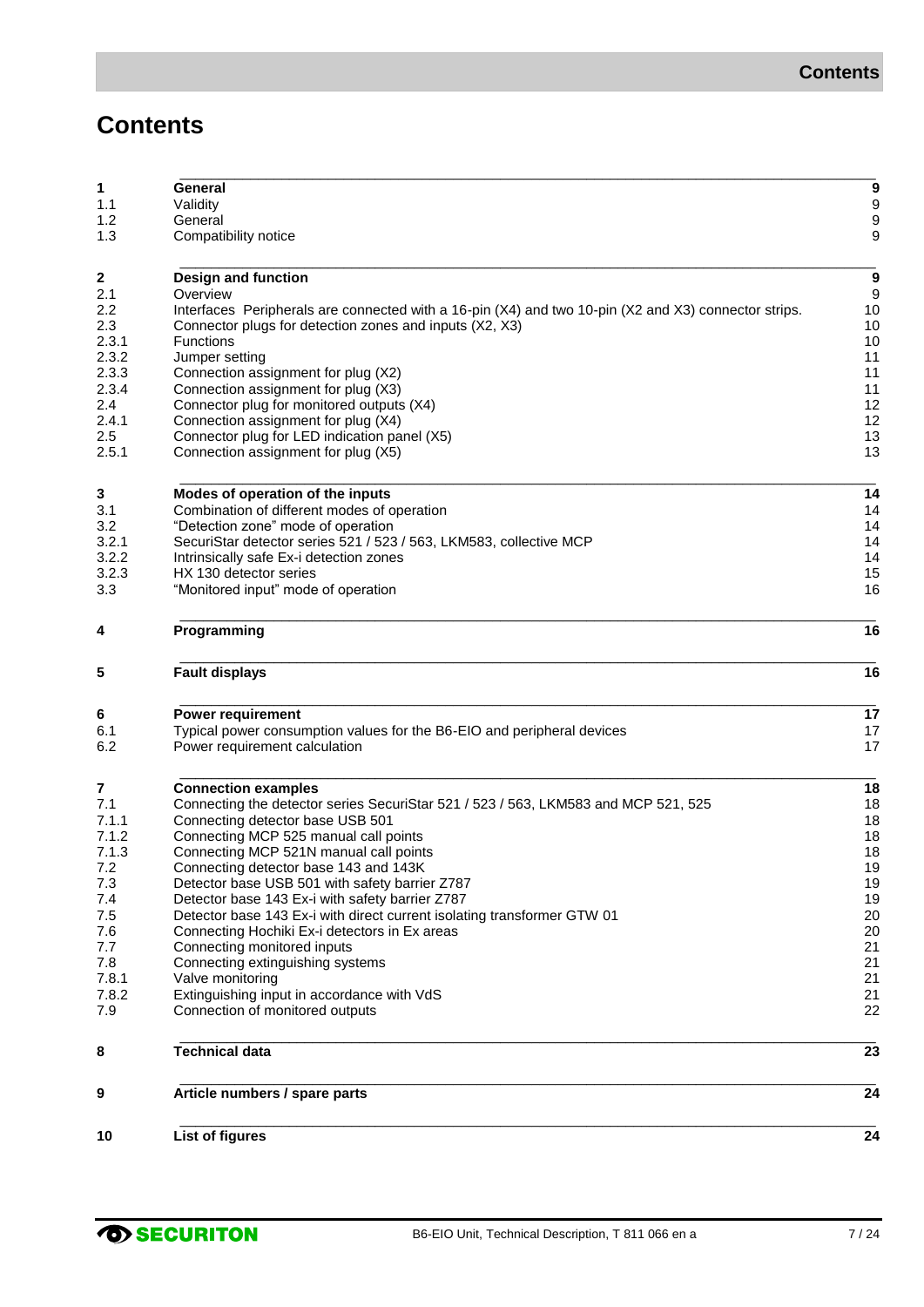# Contents

| | | |
|---|---|---|
| **1** | **General** | **9** |
| 1.1 | Validity | 9 |
| 1.2 | General | 9 |
| 1.3 | Compatibility notice | 9 |
| **2** | **Design and function** | **9** |
| 2.1 | Overview | 9 |
| 2.2 | Interfaces Peripherals are connected with a 16-pin (X4) and two 10-pin (X2 and X3) connector strips. | 10 |
| 2.3 | Connector plugs for detection zones and inputs (X2, X3) | 10 |
| 2.3.1 | Functions | 10 |
| 2.3.2 | Jumper setting | 11 |
| 2.3.3 | Connection assignment for plug (X2) | 11 |
| 2.3.4 | Connection assignment for plug (X3) | 11 |
| 2.4 | Connector plug for monitored outputs (X4) | 12 |
| 2.4.1 | Connection assignment for plug (X4) | 12 |
| 2.5 | Connector plug for LED indication panel (X5) | 13 |
| 2.5.1 | Connection assignment for plug (X5) | 13 |
| **3** | **Modes of operation of the inputs** | **14** |
| 3.1 | Combination of different modes of operation | 14 |
| 3.2 | “Detection zone” mode of operation | 14 |
| 3.2.1 | SecuriStar detector series 521 / 523 / 563, LKM583, collective MCP | 14 |
| 3.2.2 | Intrinsically safe Ex-i detection zones | 14 |
| 3.2.3 | HX 130 detector series | 15 |
| 3.3 | “Monitored input” mode of operation | 16 |
| **4** | **Programming** | **16** |
| **5** | **Fault displays** | **16** |
| **6** | **Power requirement** | **17** |
| 6.1 | Typical power consumption values for the B6-EIO and peripheral devices | 17 |
| 6.2 | Power requirement calculation | 17 |
| **7** | **Connection examples** | **18** |
| 7.1 | Connecting the detector series SecuriStar 521 / 523 / 563, LKM583 and MCP 521, 525 | 18 |
| 7.1.1 | Connecting detector base USB 501 | 18 |
| 7.1.2 | Connecting MCP 525 manual call points | 18 |
| 7.1.3 | Connecting MCP 521N manual call points | 18 |
| 7.2 | Connecting detector base 143 and 143K | 19 |
| 7.3 | Detector base USB 501 with safety barrier Z787 | 19 |
| 7.4 | Detector base 143 Ex-i with safety barrier Z787 | 19 |
| 7.5 | Detector base 143 Ex-i with direct current isolating transformer GTW 01 | 20 |
| 7.6 | Connecting Hochiki Ex-i detectors in Ex areas | 20 |
| 7.7 | Connecting monitored inputs | 21 |
| 7.8 | Connecting extinguishing systems | 21 |
| 7.8.1 | Valve monitoring | 21 |
| 7.8.2 | Extinguishing input in accordance with VdS | 21 |
| 7.9 | Connection of monitored outputs | 22 |
| **8** | **Technical data** | **23** |
| **9** | **Article numbers / spare parts** | **24** |
| **10** | **List of figures** | **24** |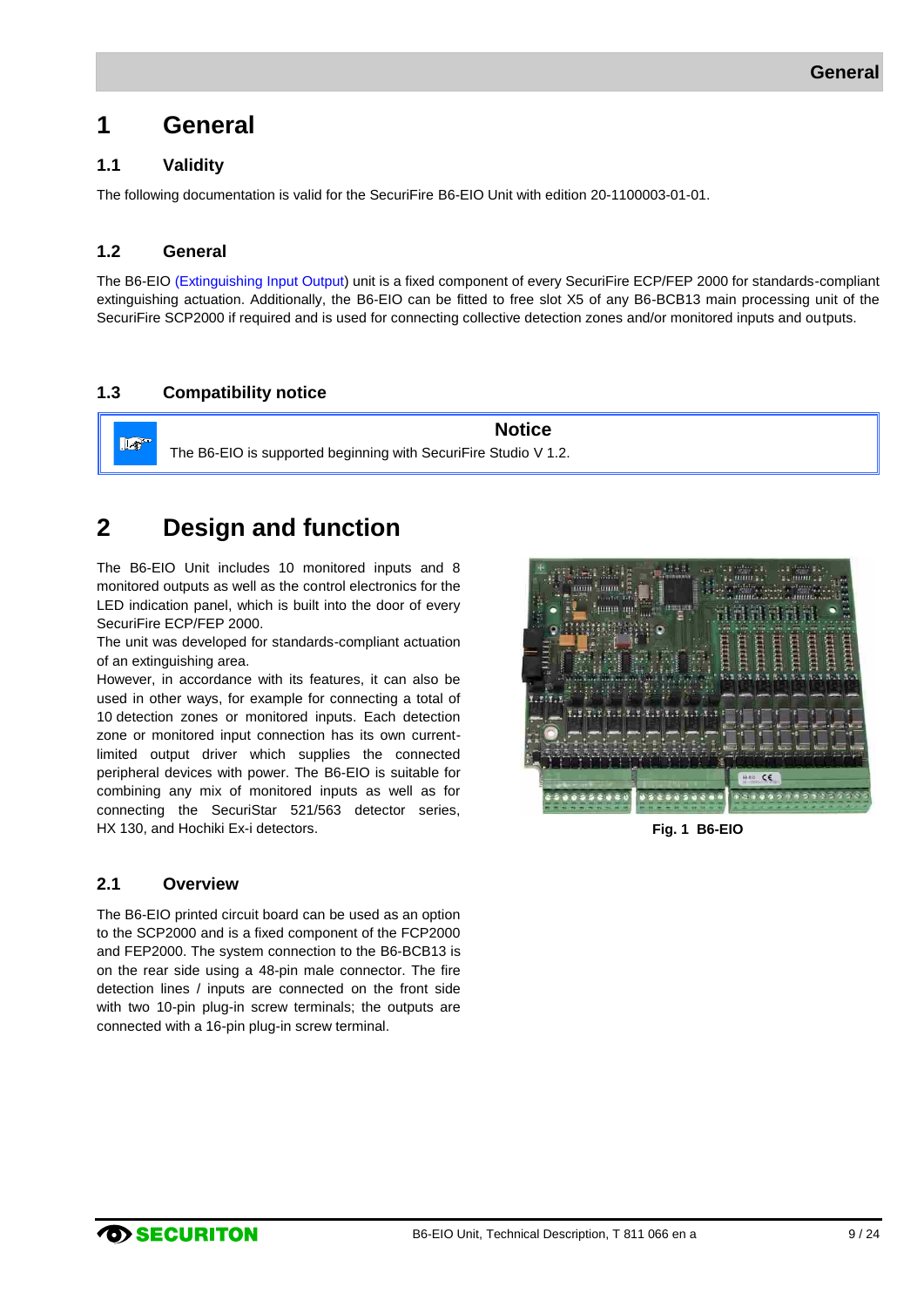# 1 General

## 1.1 Validity

The following documentation is valid for the SecuriFire B6-EIO Unit with edition 20-1100003-01-01.

## 1.2 General

The B6-EIO (Extinguishing Input Output) unit is a fixed component of every SecuriFire ECP/FEP 2000 for standards-compliant extinguishing actuation. Additionally, the B6-EIO can be fitted to free slot X5 of any B6-BCB13 main processing unit of the SecuriFire SCP2000 if required and is used for connecting collective detection zones and/or monitored inputs and outputs.

## 1.3 Compatibility notice

**Notice**

The B6-EIO is supported beginning with SecuriFire Studio V 1.2.

# 2 Design and function

The B6-EIO Unit includes 10 monitored inputs and 8 monitored outputs as well as the control electronics for the LED indication panel, which is built into the door of every SecuriFire ECP/FEP 2000.

The unit was developed for standards-compliant actuation of an extinguishing area.

However, in accordance with its features, it can also be used in other ways, for example for connecting a total of 10 detection zones or monitored inputs. Each detection zone or monitored input connection has its own current-limited output driver which supplies the connected peripheral devices with power. The B6-EIO is suitable for combining any mix of monitored inputs as well as for connecting the SecuriStar 521/563 detector series, HX 130, and Hochiki Ex-i detectors.

**Fig. 1 B6-EIO**

## 2.1 Overview

The B6-EIO printed circuit board can be used as an option to the SCP2000 and is a fixed component of the FCP2000 and FEP2000. The system connection to the B6-BCB13 is on the rear side using a 48-pin male connector. The fire detection lines / inputs are connected on the front side with two 10-pin plug-in screw terminals; the outputs are connected with a 16-pin plug-in screw terminal.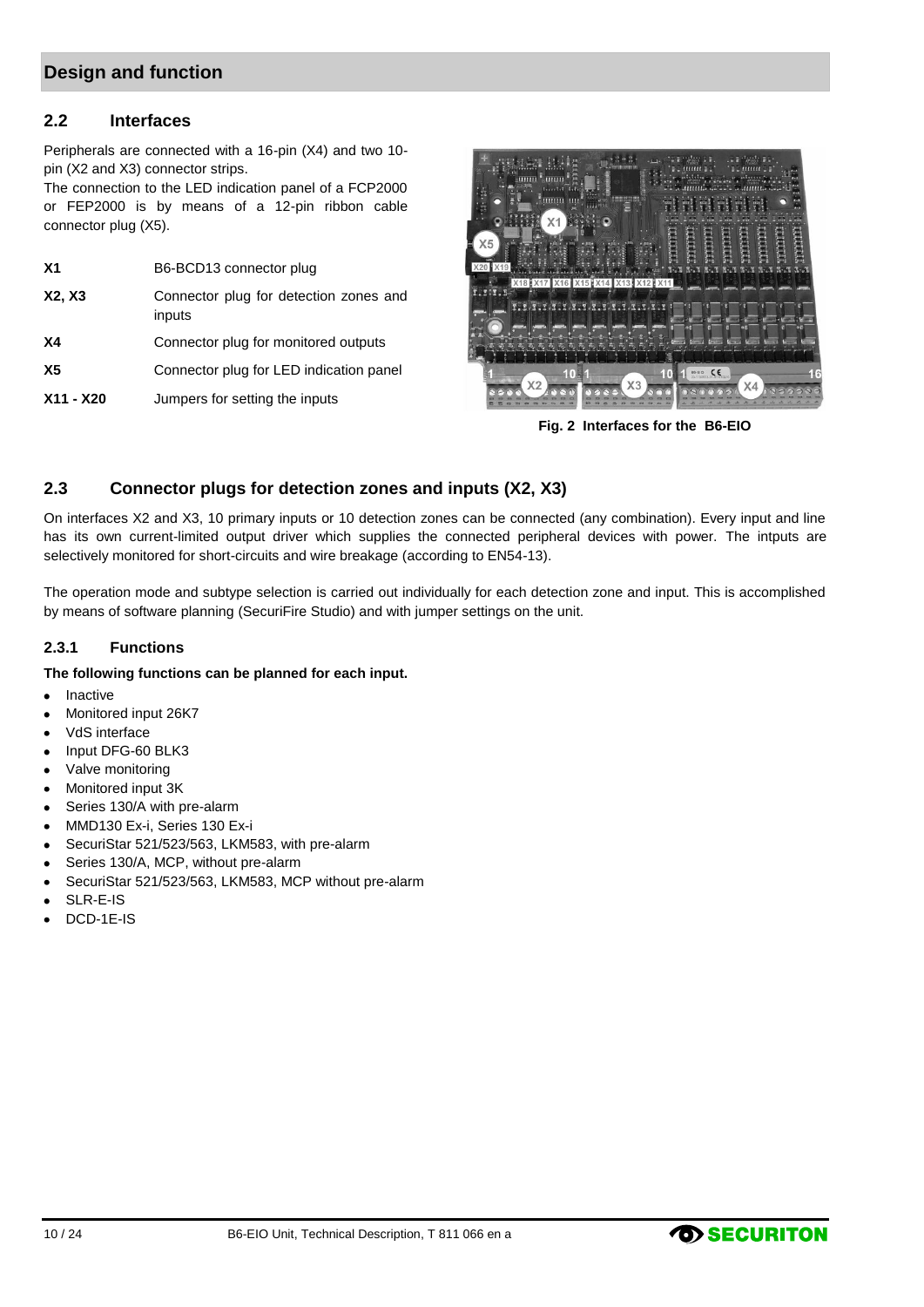## Design and function

### 2.2 Interfaces

Peripherals are connected with a 16-pin (X4) and two 10-pin (X2 and X3) connector strips.
The connection to the LED indication panel of a FCP2000 or FEP2000 is by means of a 12-pin ribbon cable connector plug (X5).

| | |
|---|---|
| **X1** | B6-BCD13 connector plug |
| **X2, X3** | Connector plug for detection zones and inputs |
| **X4** | Connector plug for monitored outputs |
| **X5** | Connector plug for LED indication panel |
| **X11 - X20** | Jumpers for setting the inputs |

**Fig. 2 Interfaces for the B6-EIO**

### 2.3 Connector plugs for detection zones and inputs (X2, X3)

On interfaces X2 and X3, 10 primary inputs or 10 detection zones can be connected (any combination). Every input and line has its own current-limited output driver which supplies the connected peripheral devices with power. The intputs are selectively monitored for short-circuits and wire breakage (according to EN54-13).

The operation mode and subtype selection is carried out individually for each detection zone and input. This is accomplished by means of software planning (SecuriFire Studio) and with jumper settings on the unit.

#### 2.3.1 Functions

**The following functions can be planned for each input.**

- Inactive
- Monitored input 26K7
- VdS interface
- Input DFG-60 BLK3
- Valve monitoring
- Monitored input 3K
- Series 130/A with pre-alarm
- MMD130 Ex-i, Series 130 Ex-i
- SecuriStar 521/523/563, LKM583, with pre-alarm
- Series 130/A, MCP, without pre-alarm
- SecuriStar 521/523/563, LKM583, MCP without pre-alarm
- SLR-E-IS
- DCD-1E-IS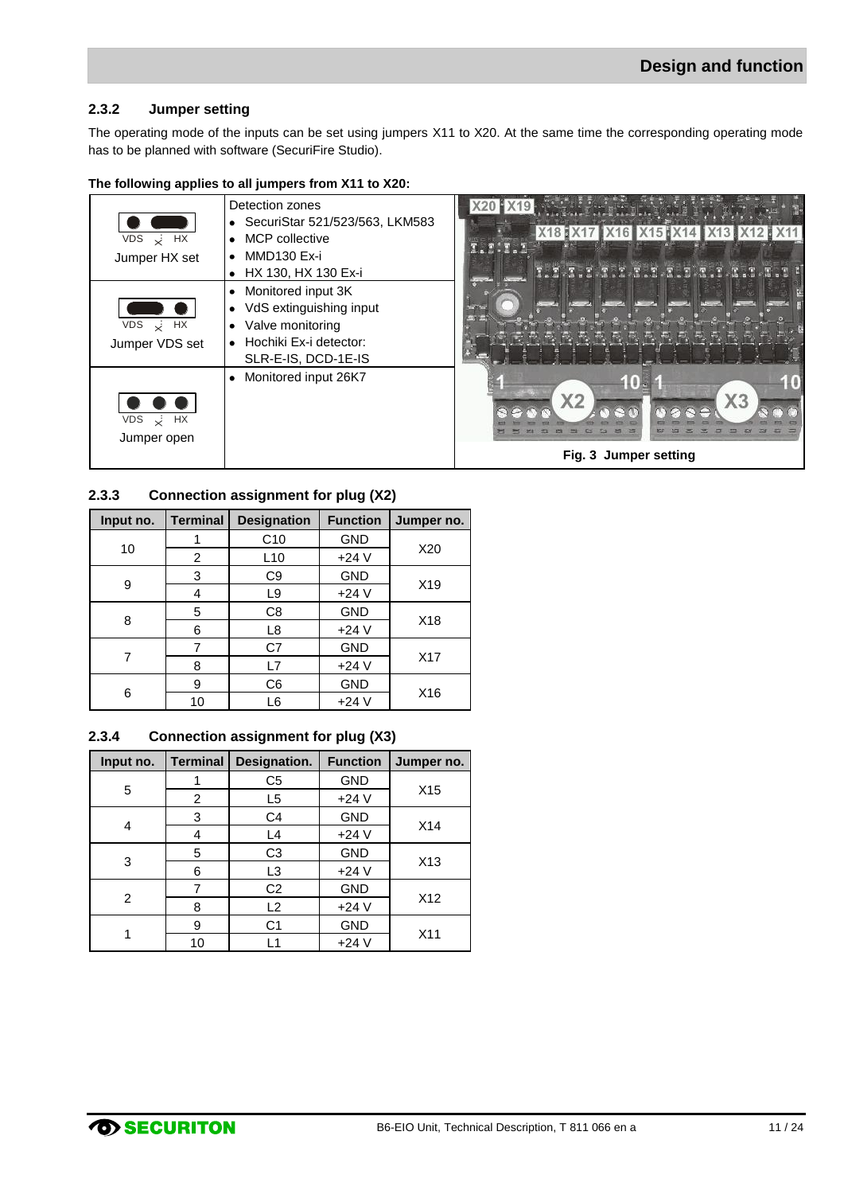### 2.3.2 Jumper setting

The operating mode of the inputs can be set using jumpers X11 to X20. At the same time the corresponding operating mode has to be planned with software (SecuriFire Studio).

**The following applies to all jumpers from X11 to X20:**

| Jumper | Application |
|---|---|
| VDS HX<br>Jumper HX set | Detection zones<br>• SecuriStar 521/523/563, LKM583<br>• MCP collective<br>• MMD130 Ex-i<br>• HX 130, HX 130 Ex-i |
| VDS HX<br>Jumper VDS set | • Monitored input 3K<br>• VdS extinguishing input<br>• Valve monitoring<br>• Hochiki Ex-i detector: SLR-E-IS, DCD-1E-IS |
| VDS HX<br>Jumper open | • Monitored input 26K7 |

**Fig. 3 Jumper setting**

### 2.3.3 Connection assignment for plug (X2)

| Input no. | Terminal | Designation | Function | Jumper no. |
|---|---|---|---|---|
| 10 | 1 | C10 | GND | X20 |
| | 2 | L10 | +24 V | |
| 9 | 3 | C9 | GND | X19 |
| | 4 | L9 | +24 V | |
| 8 | 5 | C8 | GND | X18 |
| | 6 | L8 | +24 V | |
| 7 | 7 | C7 | GND | X17 |
| | 8 | L7 | +24 V | |
| 6 | 9 | C6 | GND | X16 |
| | 10 | L6 | +24 V | |

### 2.3.4 Connection assignment for plug (X3)

| Input no. | Terminal | Designation. | Function | Jumper no. |
|---|---|---|---|---|
| 5 | 1 | C5 | GND | X15 |
| | 2 | L5 | +24 V | |
| 4 | 3 | C4 | GND | X14 |
| | 4 | L4 | +24 V | |
| 3 | 5 | C3 | GND | X13 |
| | 6 | L3 | +24 V | |
| 2 | 7 | C2 | GND | X12 |
| | 8 | L2 | +24 V | |
| 1 | 9 | C1 | GND | X11 |
| | 10 | L1 | +24 V | |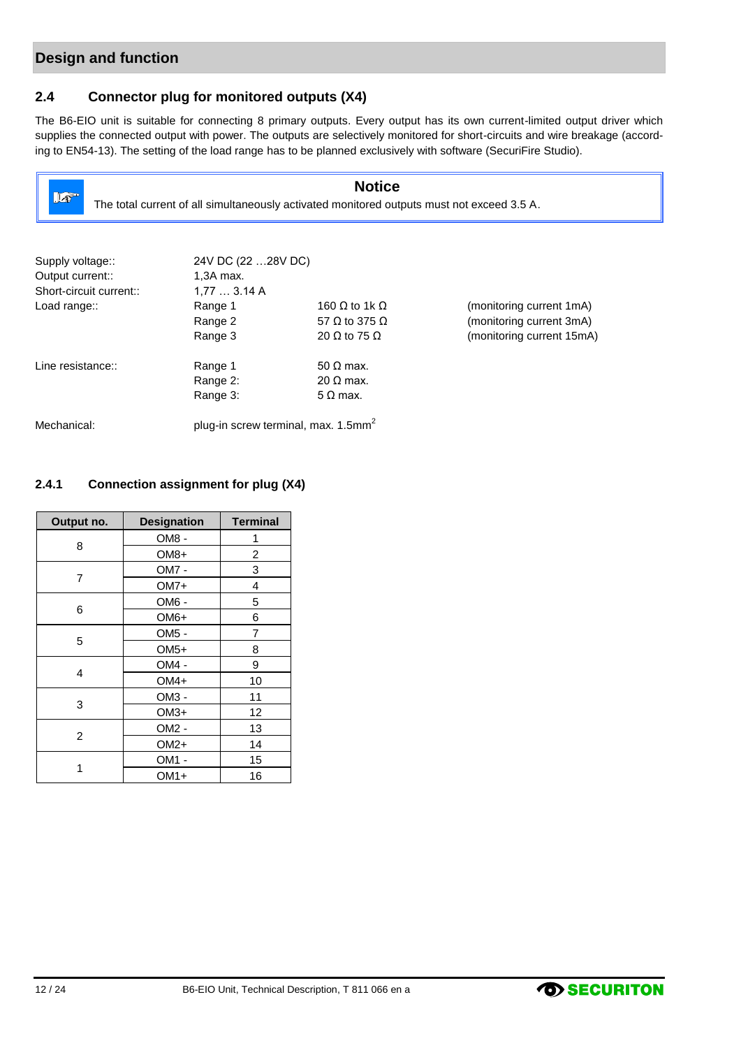## Design and function

### 2.4 Connector plug for monitored outputs (X4)

The B6-EIO unit is suitable for connecting 8 primary outputs. Every output has its own current-limited output driver which supplies the connected output with power. The outputs are selectively monitored for short-circuits and wire breakage (according to EN54-13). The setting of the load range has to be planned exclusively with software (SecuriFire Studio).

> **Notice**
>
> The total current of all simultaneously activated monitored outputs must not exceed 3.5 A.

| | | | |
|---|---|---|---|
| Supply voltage:: | 24V DC (22 …28V DC) | | |
| Output current:: | 1,3A max. | | |
| Short-circuit current:: | 1,77 … 3.14 A | | |
| Load range:: | Range 1 | 160 Ω to 1k Ω | (monitoring current 1mA) |
| | Range 2 | 57 Ω to 375 Ω | (monitoring current 3mA) |
| | Range 3 | 20 Ω to 75 Ω | (monitoring current 15mA) |
| Line resistance:: | Range 1 | 50 Ω max. | |
| | Range 2: | 20 Ω max. | |
| | Range 3: | 5 Ω max. | |
| Mechanical: | plug-in screw terminal, max. 1.5mm² | | |

#### 2.4.1 Connection assignment for plug (X4)

| Output no. | Designation | Terminal |
|---|---|---|
| 8 | OM8 - | 1 |
| | OM8+ | 2 |
| 7 | OM7 - | 3 |
| | OM7+ | 4 |
| 6 | OM6 - | 5 |
| | OM6+ | 6 |
| 5 | OM5 - | 7 |
| | OM5+ | 8 |
| 4 | OM4 - | 9 |
| | OM4+ | 10 |
| 3 | OM3 - | 11 |
| | OM3+ | 12 |
| 2 | OM2 - | 13 |
| | OM2+ | 14 |
| 1 | OM1 - | 15 |
| | OM1+ | 16 |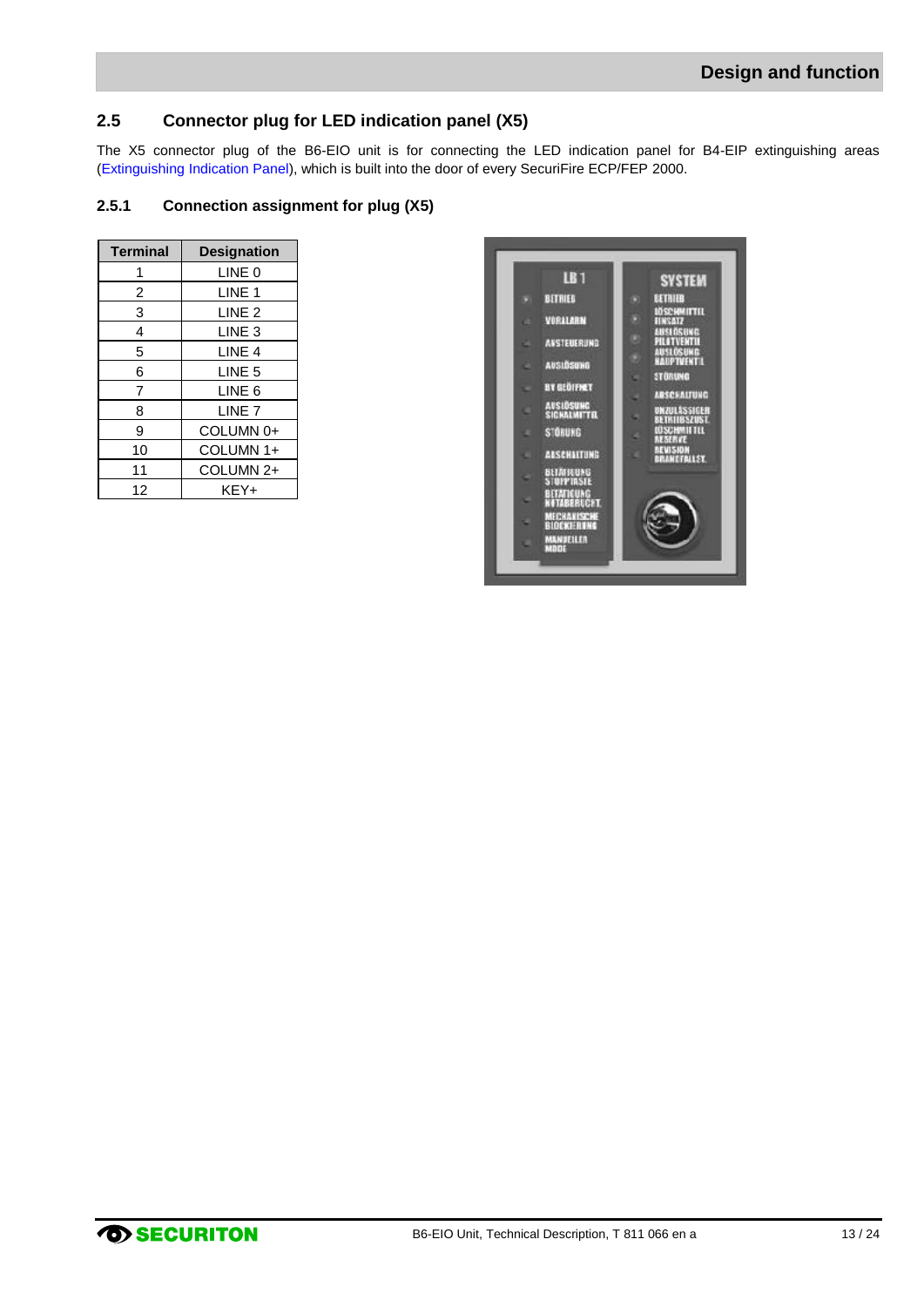## 2.5 Connector plug for LED indication panel (X5)

The X5 connector plug of the B6-EIO unit is for connecting the LED indication panel for B4-EIP extinguishing areas (Extinguishing Indication Panel), which is built into the door of every SecuriFire ECP/FEP 2000.

### 2.5.1 Connection assignment for plug (X5)

| Terminal | Designation |
|---|---|
| 1 | LINE 0 |
| 2 | LINE 1 |
| 3 | LINE 2 |
| 4 | LINE 3 |
| 5 | LINE 4 |
| 6 | LINE 5 |
| 7 | LINE 6 |
| 8 | LINE 7 |
| 9 | COLUMN 0+ |
| 10 | COLUMN 1+ |
| 11 | COLUMN 2+ |
| 12 | KEY+ |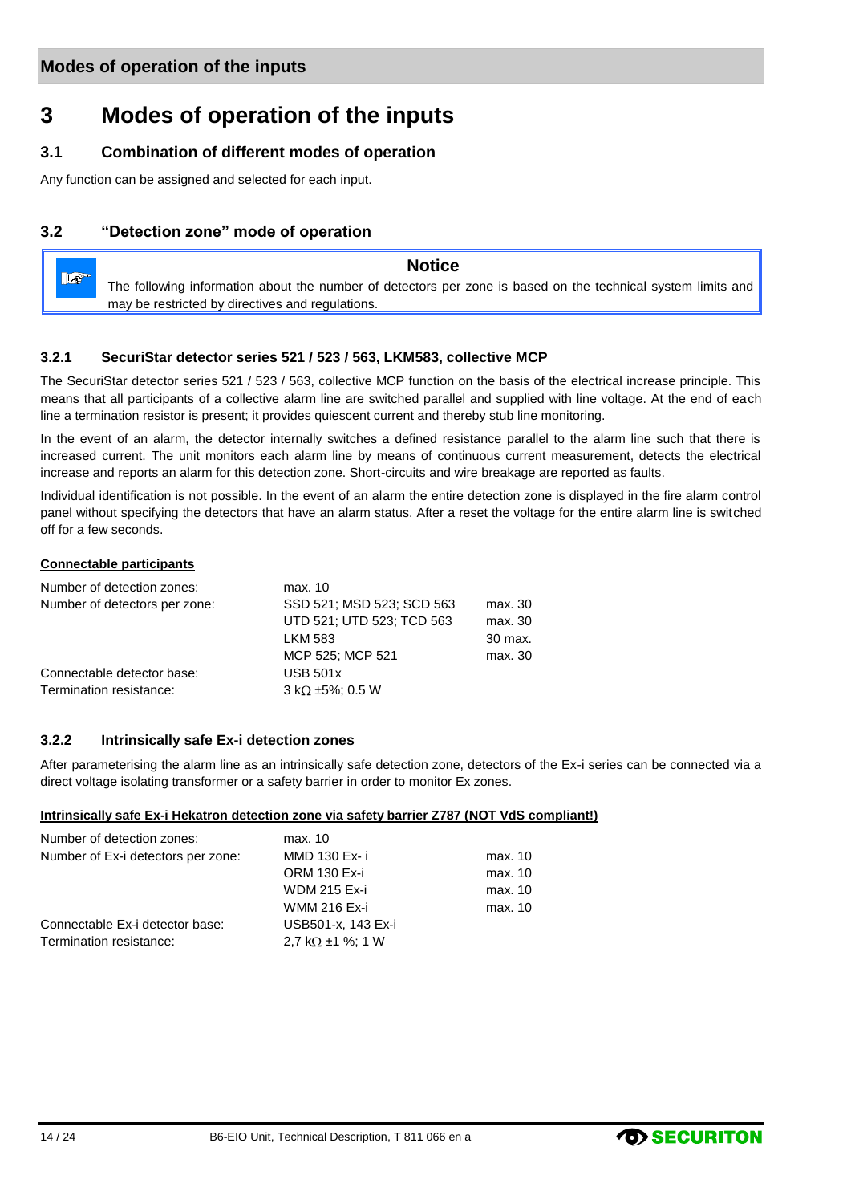# 3 Modes of operation of the inputs

## 3.1 Combination of different modes of operation

Any function can be assigned and selected for each input.

## 3.2 "Detection zone" mode of operation

> **Notice**
>
> The following information about the number of detectors per zone is based on the technical system limits and may be restricted by directives and regulations.

### 3.2.1 SecuriStar detector series 521 / 523 / 563, LKM583, collective MCP

The SecuriStar detector series 521 / 523 / 563, collective MCP function on the basis of the electrical increase principle. This means that all participants of a collective alarm line are switched parallel and supplied with line voltage. At the end of each line a termination resistor is present; it provides quiescent current and thereby stub line monitoring.

In the event of an alarm, the detector internally switches a defined resistance parallel to the alarm line such that there is increased current. The unit monitors each alarm line by means of continuous current measurement, detects the electrical increase and reports an alarm for this detection zone. Short-circuits and wire breakage are reported as faults.

Individual identification is not possible. In the event of an alarm the entire detection zone is displayed in the fire alarm control panel without specifying the detectors that have an alarm status. After a reset the voltage for the entire alarm line is switched off for a few seconds.

**Connectable participants**

| | | |
|---|---|---|
| Number of detection zones: | max. 10 | |
| Number of detectors per zone: | SSD 521; MSD 523; SCD 563 | max. 30 |
| | UTD 521; UTD 523; TCD 563 | max. 30 |
| | LKM 583 | 30 max. |
| | MCP 525; MCP 521 | max. 30 |
| Connectable detector base: | USB 501x | |
| Termination resistance: | 3 kΩ ±5%; 0.5 W | |

### 3.2.2 Intrinsically safe Ex-i detection zones

After parameterising the alarm line as an intrinsically safe detection zone, detectors of the Ex-i series can be connected via a direct voltage isolating transformer or a safety barrier in order to monitor Ex zones.

**Intrinsically safe Ex-i Hekatron detection zone via safety barrier Z787 (NOT VdS compliant!)**

| | | |
|---|---|---|
| Number of detection zones: | max. 10 | |
| Number of Ex-i detectors per zone: | MMD 130 Ex- i | max. 10 |
| | ORM 130 Ex-i | max. 10 |
| | WDM 215 Ex-i | max. 10 |
| | WMM 216 Ex-i | max. 10 |
| Connectable Ex-i detector base: | USB501-x, 143 Ex-i | |
| Termination resistance: | 2,7 kΩ ±1 %; 1 W | |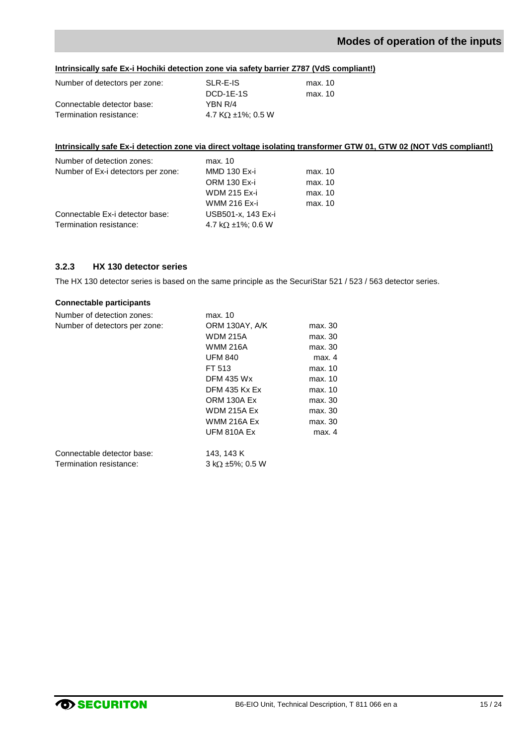**Intrinsically safe Ex-i Hochiki detection zone via safety barrier Z787 (VdS compliant!)**

| | | |
|---|---|---|
| Number of detectors per zone: | SLR-E-IS | max. 10 |
| | DCD-1E-1S | max. 10 |
| Connectable detector base: | YBN R/4 | |
| Termination resistance: | 4.7 KΩ ±1%; 0.5 W | |

**Intrinsically safe Ex-i detection zone via direct voltage isolating transformer GTW 01, GTW 02 (NOT VdS compliant!)**

| | | |
|---|---|---|
| Number of detection zones: | max. 10 | |
| Number of Ex-i detectors per zone: | MMD 130 Ex-i | max. 10 |
| | ORM 130 Ex-i | max. 10 |
| | WDM 215 Ex-i | max. 10 |
| | WMM 216 Ex-i | max. 10 |
| Connectable Ex-i detector base: | USB501-x, 143 Ex-i | |
| Termination resistance: | 4.7 kΩ ±1%; 0.6 W | |

### 3.2.3 HX 130 detector series

The HX 130 detector series is based on the same principle as the SecuriStar 521 / 523 / 563 detector series.

**Connectable participants**

| | | |
|---|---|---|
| Number of detection zones: | max. 10 | |
| Number of detectors per zone: | ORM 130AY, A/K | max. 30 |
| | WDM 215A | max. 30 |
| | WMM 216A | max. 30 |
| | UFM 840 | max. 4 |
| | FT 513 | max. 10 |
| | DFM 435 Wx | max. 10 |
| | DFM 435 Kx Ex | max. 10 |
| | ORM 130A Ex | max. 30 |
| | WDM 215A Ex | max. 30 |
| | WMM 216A Ex | max. 30 |
| | UFM 810A Ex | max. 4 |
| Connectable detector base: | 143, 143 K | |
| Termination resistance: | 3 kΩ ±5%; 0.5 W | |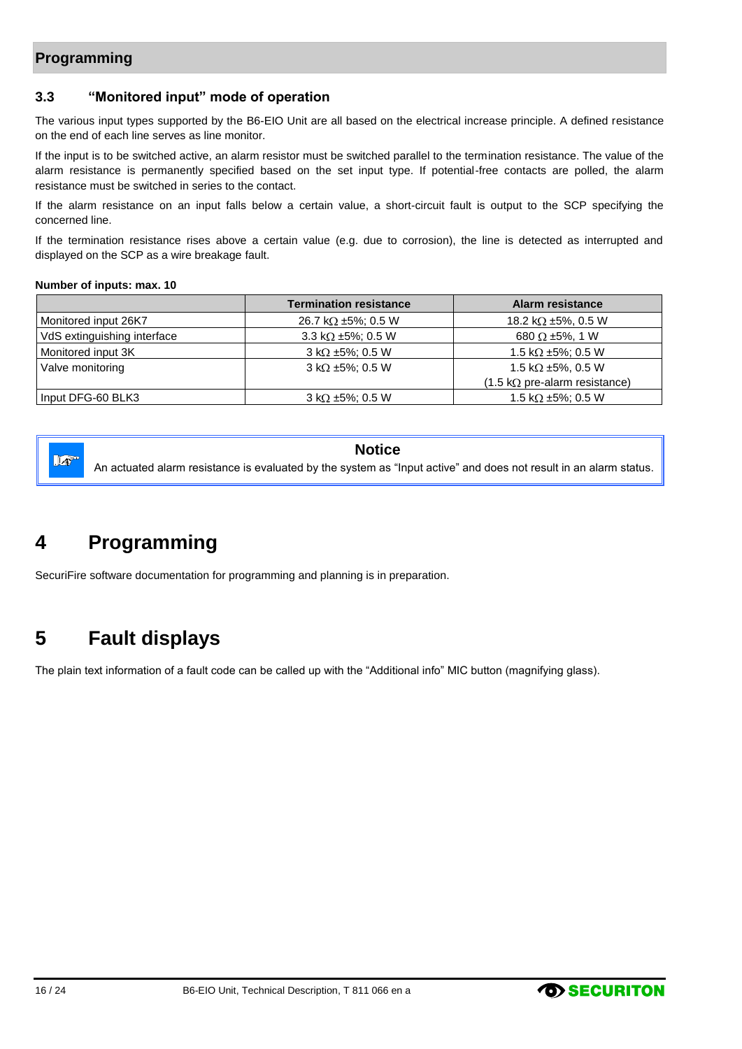### 3.3 "Monitored input" mode of operation

The various input types supported by the B6-EIO Unit are all based on the electrical increase principle. A defined resistance on the end of each line serves as line monitor.

If the input is to be switched active, an alarm resistor must be switched parallel to the termination resistance. The value of the alarm resistance is permanently specified based on the set input type. If potential-free contacts are polled, the alarm resistance must be switched in series to the contact.

If the alarm resistance on an input falls below a certain value, a short-circuit fault is output to the SCP specifying the concerned line.

If the termination resistance rises above a certain value (e.g. due to corrosion), the line is detected as interrupted and displayed on the SCP as a wire breakage fault.

**Number of inputs: max. 10**

| | Termination resistance | Alarm resistance |
|---|---|---|
| Monitored input 26K7 | 26.7 kΩ ±5%; 0.5 W | 18.2 kΩ ±5%, 0.5 W |
| VdS extinguishing interface | 3.3 kΩ ±5%; 0.5 W | 680 Ω ±5%, 1 W |
| Monitored input 3K | 3 kΩ ±5%; 0.5 W | 1.5 kΩ ±5%; 0.5 W |
| Valve monitoring | 3 kΩ ±5%; 0.5 W | 1.5 kΩ ±5%, 0.5 W (1.5 kΩ pre-alarm resistance) |
| Input DFG-60 BLK3 | 3 kΩ ±5%; 0.5 W | 1.5 kΩ ±5%; 0.5 W |

**Notice**

An actuated alarm resistance is evaluated by the system as "Input active" and does not result in an alarm status.

# 4 Programming

SecuriFire software documentation for programming and planning is in preparation.

# 5 Fault displays

The plain text information of a fault code can be called up with the "Additional info" MIC button (magnifying glass).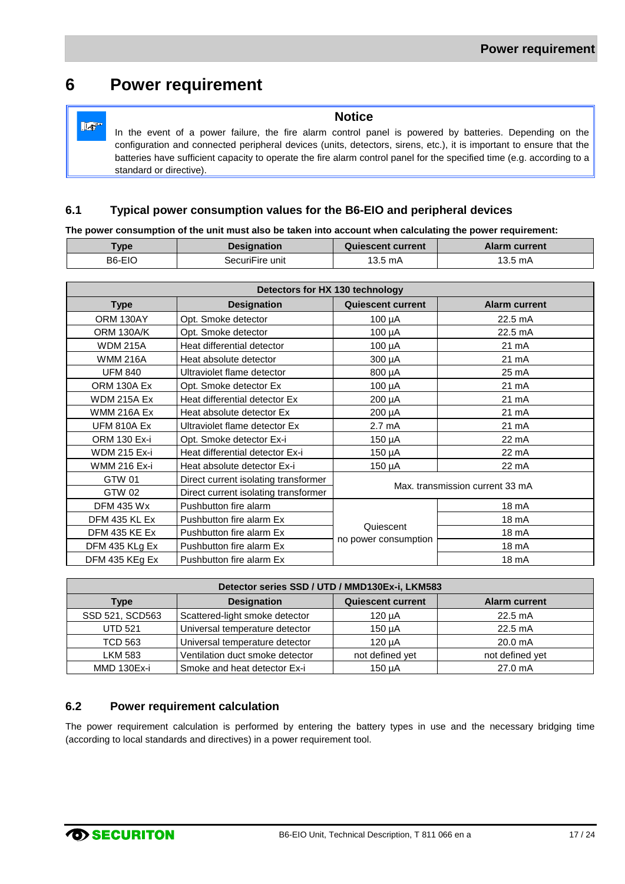# 6 Power requirement

**Notice**

In the event of a power failure, the fire alarm control panel is powered by batteries. Depending on the configuration and connected peripheral devices (units, detectors, sirens, etc.), it is important to ensure that the batteries have sufficient capacity to operate the fire alarm control panel for the specified time (e.g. according to a standard or directive).

## 6.1 Typical power consumption values for the B6-EIO and peripheral devices

**The power consumption of the unit must also be taken into account when calculating the power requirement:**

| Type | Designation | Quiescent current | Alarm current |
|---|---|---|---|
| B6-EIO | SecuriFire unit | 13.5 mA | 13.5 mA |

| Detectors for HX 130 technology | | | |
|---|---|---|---|
| **Type** | **Designation** | **Quiescent current** | **Alarm current** |
| ORM 130AY | Opt. Smoke detector | 100 µA | 22.5 mA |
| ORM 130A/K | Opt. Smoke detector | 100 µA | 22.5 mA |
| WDM 215A | Heat differential detector | 100 µA | 21 mA |
| WMM 216A | Heat absolute detector | 300 µA | 21 mA |
| UFM 840 | Ultraviolet flame detector | 800 µA | 25 mA |
| ORM 130A Ex | Opt. Smoke detector Ex | 100 µA | 21 mA |
| WDM 215A Ex | Heat differential detector Ex | 200 µA | 21 mA |
| WMM 216A Ex | Heat absolute detector Ex | 200 µA | 21 mA |
| UFM 810A Ex | Ultraviolet flame detector Ex | 2.7 mA | 21 mA |
| ORM 130 Ex-i | Opt. Smoke detector Ex-i | 150 µA | 22 mA |
| WDM 215 Ex-i | Heat differential detector Ex-i | 150 µA | 22 mA |
| WMM 216 Ex-i | Heat absolute detector Ex-i | 150 µA | 22 mA |
| GTW 01 | Direct current isolating transformer | Max. transmission current 33 mA | |
| GTW 02 | Direct current isolating transformer | | |
| DFM 435 Wx | Pushbutton fire alarm | Quiescent no power consumption | 18 mA |
| DFM 435 KL Ex | Pushbutton fire alarm Ex | | 18 mA |
| DFM 435 KE Ex | Pushbutton fire alarm Ex | | 18 mA |
| DFM 435 KLg Ex | Pushbutton fire alarm Ex | | 18 mA |
| DFM 435 KEg Ex | Pushbutton fire alarm Ex | | 18 mA |

| Detector series SSD / UTD / MMD130Ex-i, LKM583 | | | |
|---|---|---|---|
| **Type** | **Designation** | **Quiescent current** | **Alarm current** |
| SSD 521, SCD563 | Scattered-light smoke detector | 120 µA | 22.5 mA |
| UTD 521 | Universal temperature detector | 150 µA | 22.5 mA |
| TCD 563 | Universal temperature detector | 120 µA | 20.0 mA |
| LKM 583 | Ventilation duct smoke detector | not defined yet | not defined yet |
| MMD 130Ex-i | Smoke and heat detector Ex-i | 150 µA | 27.0 mA |

## 6.2 Power requirement calculation

The power requirement calculation is performed by entering the battery types in use and the necessary bridging time (according to local standards and directives) in a power requirement tool.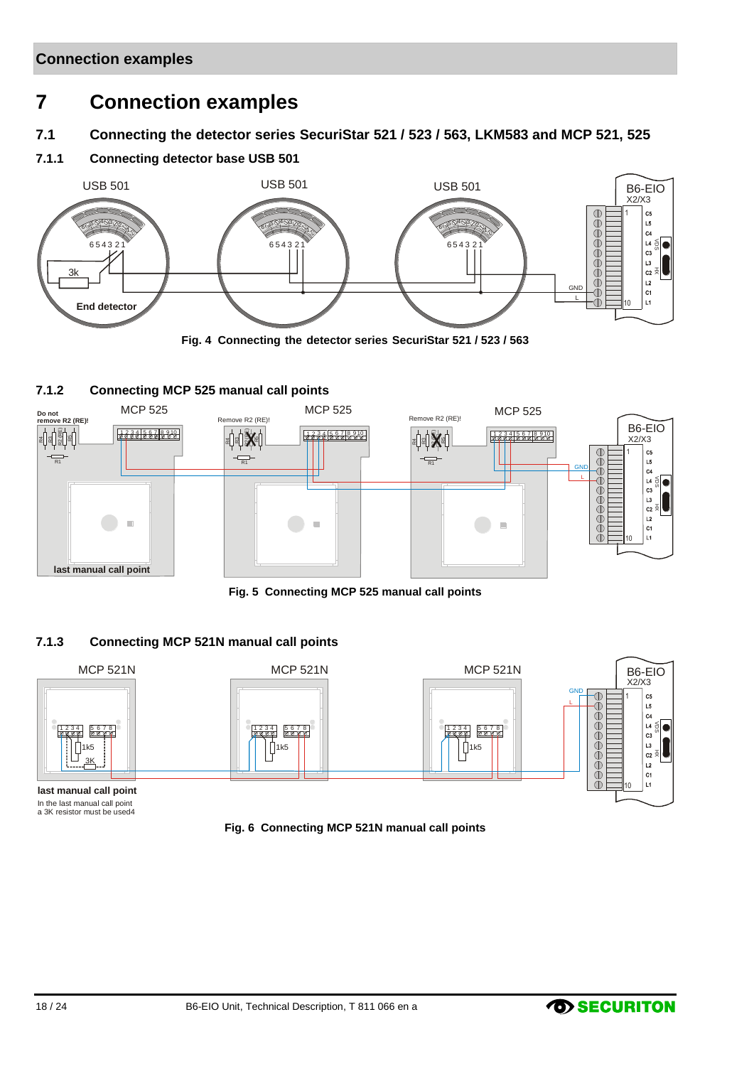# 7 Connection examples

## 7.1 Connecting the detector series SecuriStar 521 / 523 / 563, LKM583 and MCP 521, 525

### 7.1.1 Connecting detector base USB 501

Fig. 4 Connecting the detector series SecuriStar 521 / 523 / 563

### 7.1.2 Connecting MCP 525 manual call points

Fig. 5 Connecting MCP 525 manual call points

### 7.1.3 Connecting MCP 521N manual call points

Fig. 6 Connecting MCP 521N manual call points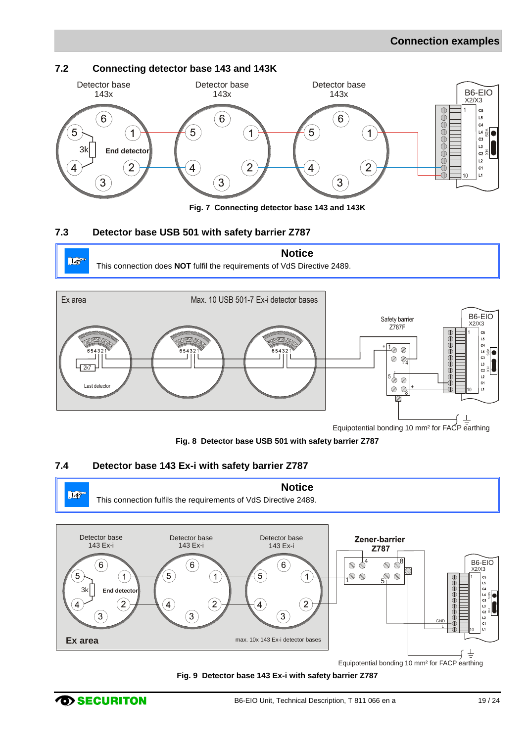## 7.2 Connecting detector base 143 and 143K

Fig. 7 Connecting detector base 143 and 143K

## 7.3 Detector base USB 501 with safety barrier Z787

> **Notice**
>
> This connection does **NOT** fulfil the requirements of VdS Directive 2489.

Fig. 8 Detector base USB 501 with safety barrier Z787

## 7.4 Detector base 143 Ex-i with safety barrier Z787

> **Notice**
>
> This connection fulfils the requirements of VdS Directive 2489.

Fig. 9 Detector base 143 Ex-i with safety barrier Z787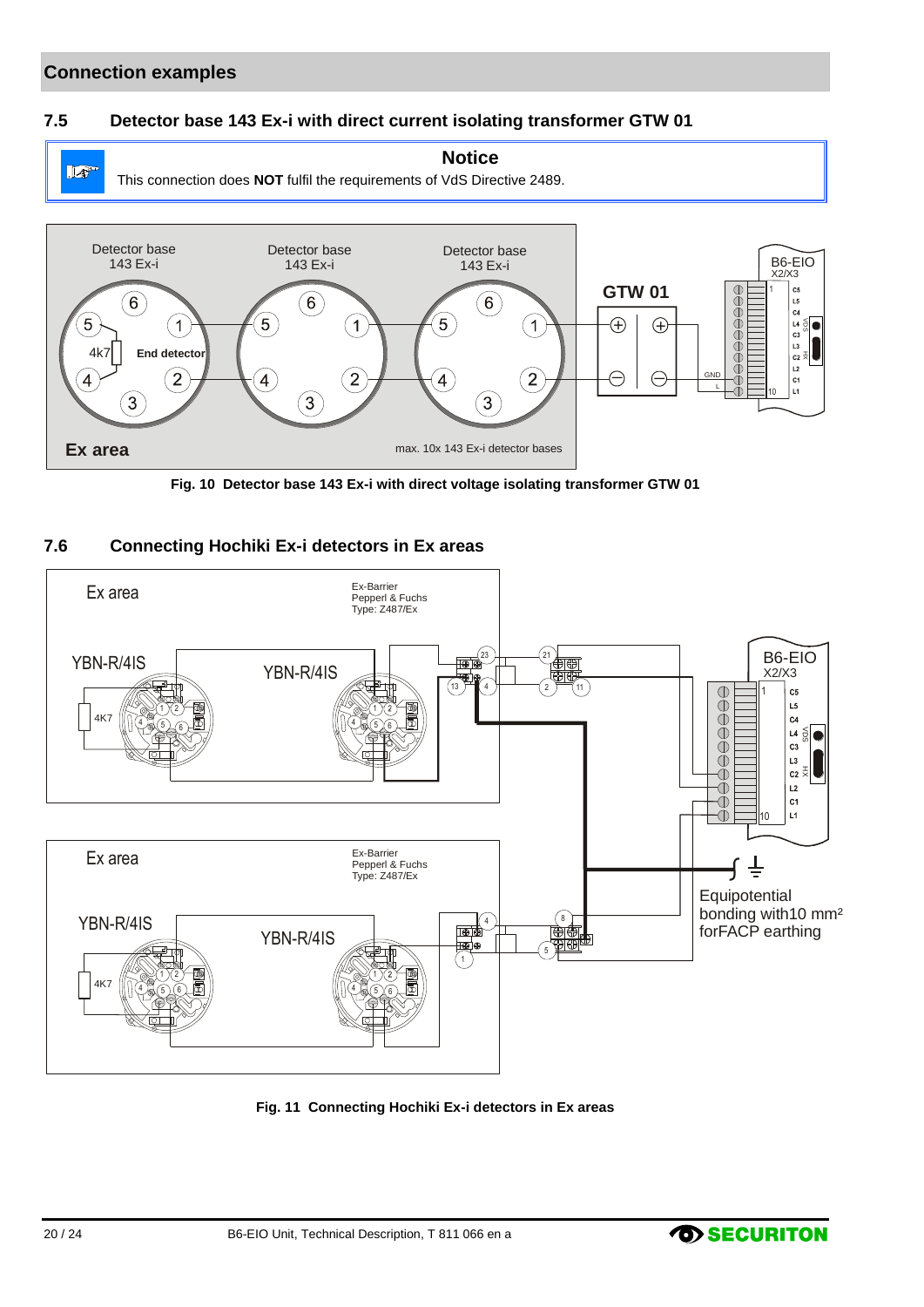## Connection examples

### 7.5 Detector base 143 Ex-i with direct current isolating transformer GTW 01

**Notice**

This connection does **NOT** fulfil the requirements of VdS Directive 2489.

**Fig. 10 Detector base 143 Ex-i with direct voltage isolating transformer GTW 01**

### 7.6 Connecting Hochiki Ex-i detectors in Ex areas

**Fig. 11 Connecting Hochiki Ex-i detectors in Ex areas**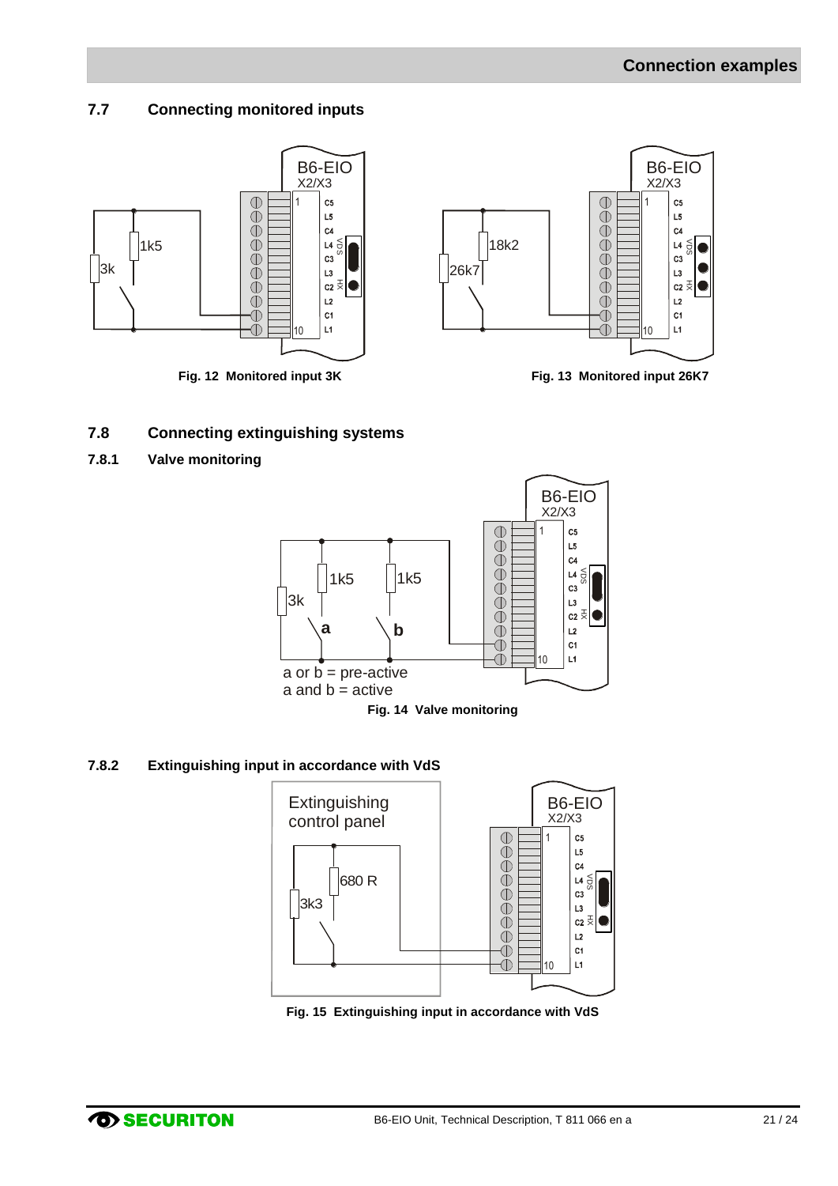### 7.7 Connecting monitored inputs

Fig. 12 Monitored input 3K

Fig. 13 Monitored input 26K7

## 7.8 Connecting extinguishing systems

### 7.8.1 Valve monitoring

a or b = pre-active
a and b = active

Fig. 14 Valve monitoring

### 7.8.2 Extinguishing input in accordance with VdS

Fig. 15 Extinguishing input in accordance with VdS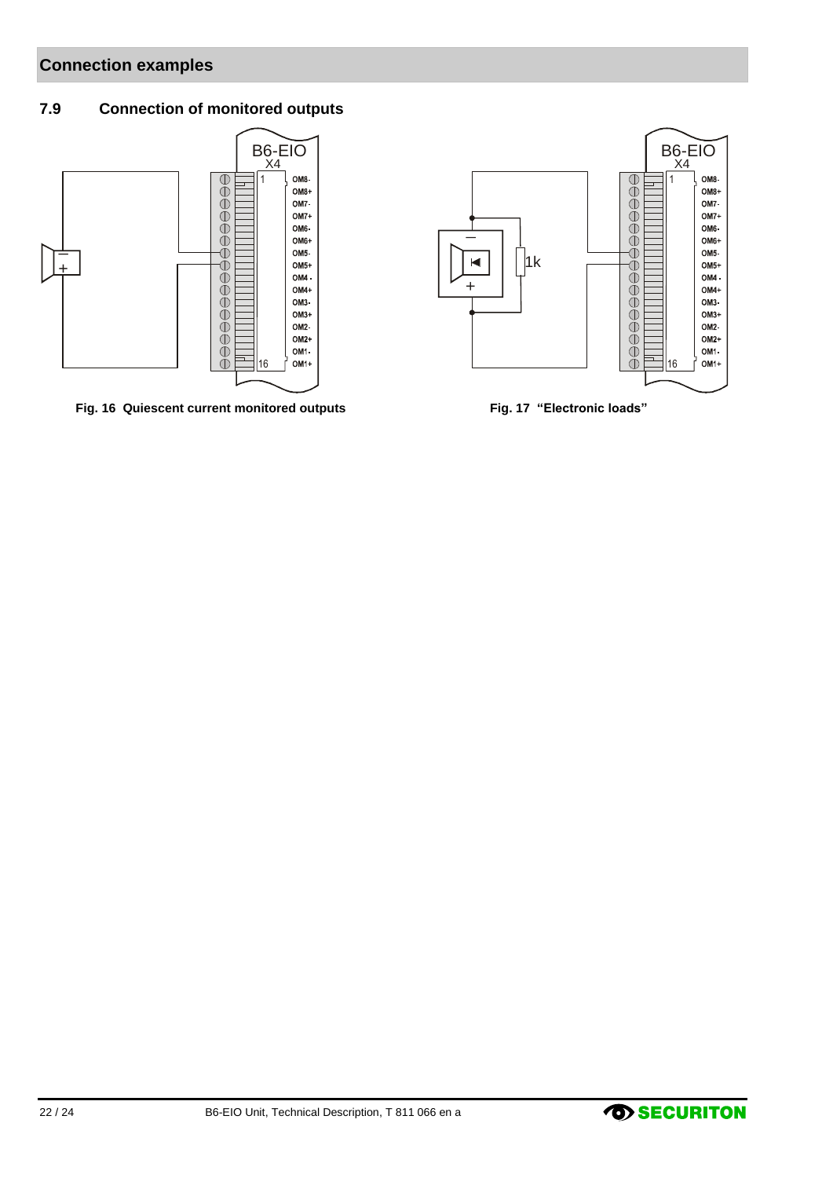## Connection examples

### 7.9 Connection of monitored outputs

Fig. 16 Quiescent current monitored outputs

Fig. 17 "Electronic loads"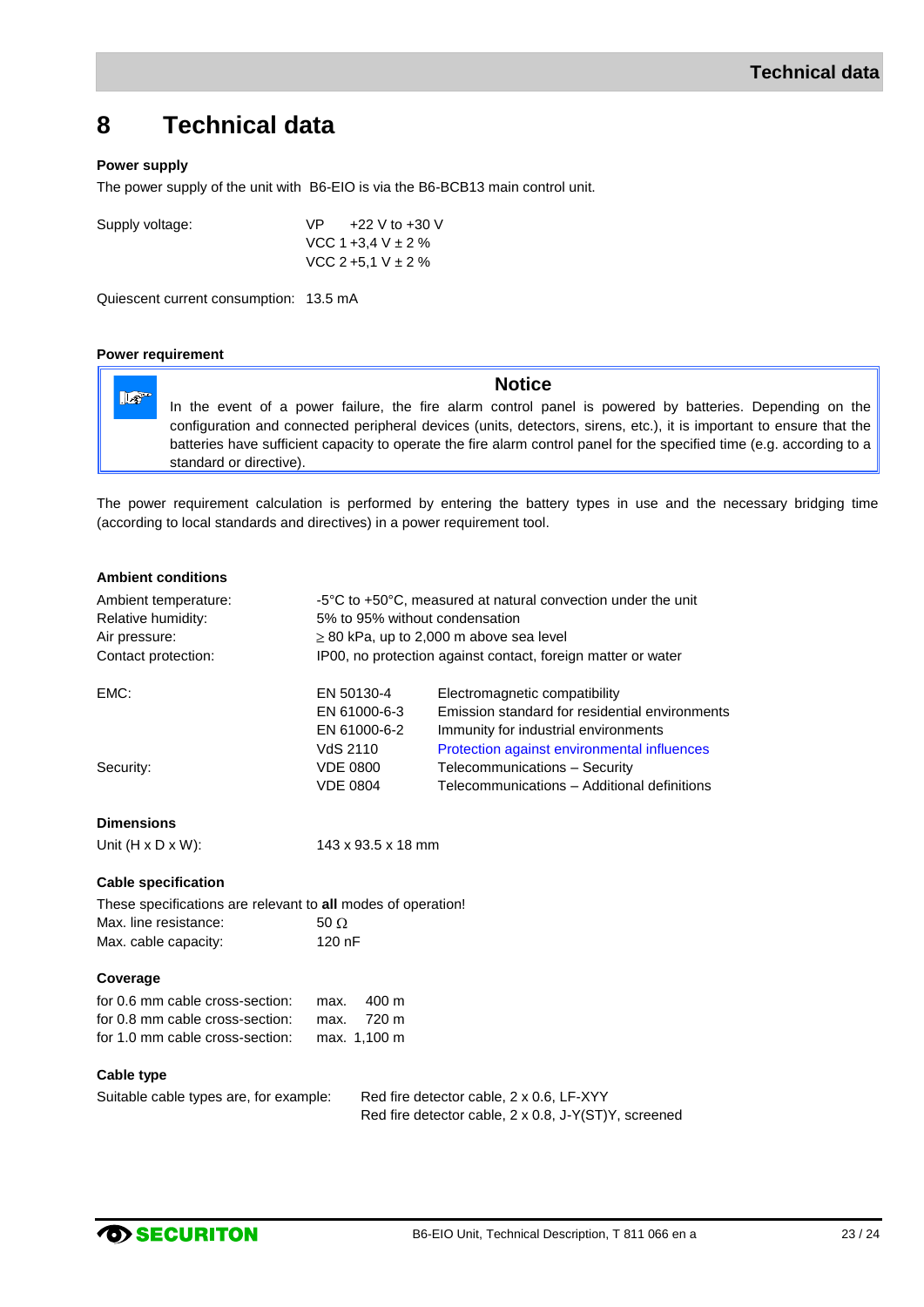# 8 Technical data

**Power supply**

The power supply of the unit with B6-EIO is via the B6-BCB13 main control unit.

| | |
|---|---|
| Supply voltage: | VP +22 V to +30 V |
| | VCC 1 +3,4 V ± 2 % |
| | VCC 2 +5,1 V ± 2 % |

Quiescent current consumption: 13.5 mA

**Power requirement**

> **Notice**
>
> In the event of a power failure, the fire alarm control panel is powered by batteries. Depending on the configuration and connected peripheral devices (units, detectors, sirens, etc.), it is important to ensure that the batteries have sufficient capacity to operate the fire alarm control panel for the specified time (e.g. according to a standard or directive).

The power requirement calculation is performed by entering the battery types in use and the necessary bridging time (according to local standards and directives) in a power requirement tool.

**Ambient conditions**

| | |
|---|---|
| Ambient temperature: | -5°C to +50°C, measured at natural convection under the unit |
| Relative humidity: | 5% to 95% without condensation |
| Air pressure: | ≥ 80 kPa, up to 2,000 m above sea level |
| Contact protection: | IP00, no protection against contact, foreign matter or water |

| | | |
|---|---|---|
| EMC: | EN 50130-4 | Electromagnetic compatibility |
| | EN 61000-6-3 | Emission standard for residential environments |
| | EN 61000-6-2 | Immunity for industrial environments |
| | VdS 2110 | Protection against environmental influences |
| Security: | VDE 0800 | Telecommunications – Security |
| | VDE 0804 | Telecommunications – Additional definitions |

**Dimensions**

Unit (H x D x W): 143 x 93.5 x 18 mm

**Cable specification**

These specifications are relevant to **all** modes of operation!

| | |
|---|---|
| Max. line resistance: | 50 Ω |
| Max. cable capacity: | 120 nF |

**Coverage**

| | |
|---|---|
| for 0.6 mm cable cross-section: | max. 400 m |
| for 0.8 mm cable cross-section: | max. 720 m |
| for 1.0 mm cable cross-section: | max. 1,100 m |

**Cable type**

Suitable cable types are, for example:

- Red fire detector cable, 2 x 0.6, LF-XYY
- Red fire detector cable, 2 x 0.8, J-Y(ST)Y, screened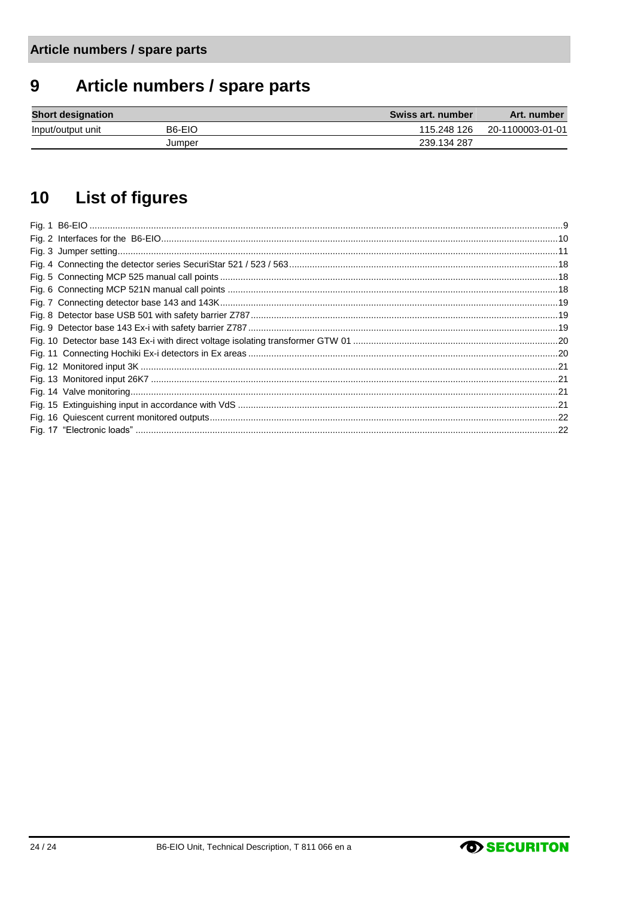# 9 Article numbers / spare parts

| Short designation | | Swiss art. number | Art. number |
|---|---|---|---|
| Input/output unit | B6-EIO | 115.248 126 | 20-1100003-01-01 |
| | Jumper | 239.134 287 | |

# 10 List of figures

Fig. 1 B6-EIO ....... 9
Fig. 2 Interfaces for the B6-EIO ....... 10
Fig. 3 Jumper setting ....... 11
Fig. 4 Connecting the detector series SecuriStar 521 / 523 / 563 ....... 18
Fig. 5 Connecting MCP 525 manual call points ....... 18
Fig. 6 Connecting MCP 521N manual call points ....... 18
Fig. 7 Connecting detector base 143 and 143K ....... 19
Fig. 8 Detector base USB 501 with safety barrier Z787 ....... 19
Fig. 9 Detector base 143 Ex-i with safety barrier Z787 ....... 19
Fig. 10 Detector base 143 Ex-i with direct voltage isolating transformer GTW 01 ....... 20
Fig. 11 Connecting Hochiki Ex-i detectors in Ex areas ....... 20
Fig. 12 Monitored input 3K ....... 21
Fig. 13 Monitored input 26K7 ....... 21
Fig. 14 Valve monitoring ....... 21
Fig. 15 Extinguishing input in accordance with VdS ....... 21
Fig. 16 Quiescent current monitored outputs ....... 22
Fig. 17 "Electronic loads" ....... 22